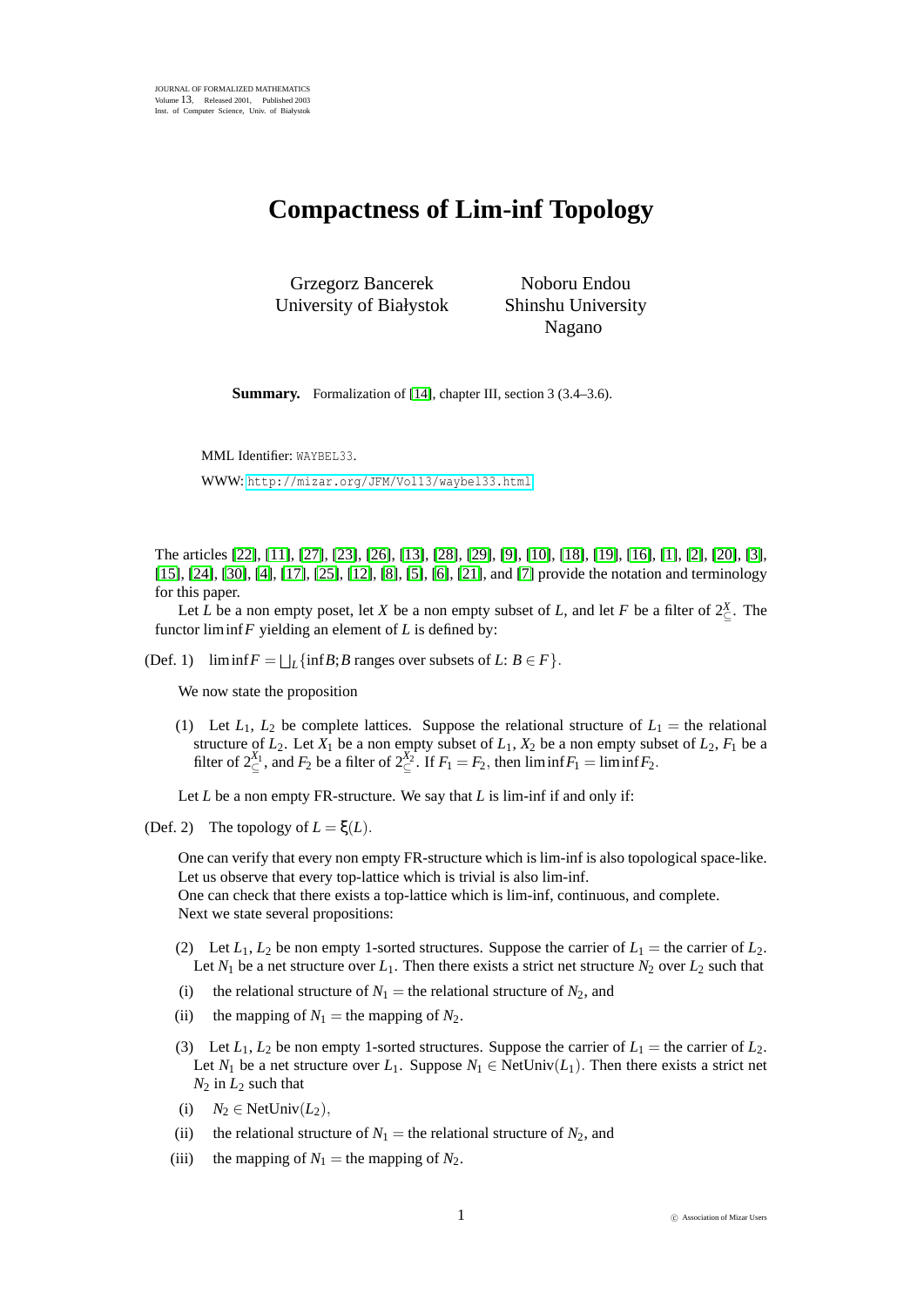# Compactness of Lim-inf Topology

Grzegorz Bancerek
University of Białystok

Noboru Endou
Shinshu University
Nagano

**Summary.** Formalization of [14], chapter III, section 3 (3.4–3.6).

MML Identifier: WAYBEL33.

WWW: http://mizar.org/JFM/Vol13/waybel33.html

The articles [22], [11], [27], [23], [26], [13], [28], [29], [9], [10], [18], [19], [16], [1], [2], [20], [3], [15], [24], [30], [4], [17], [25], [12], [8], [5], [6], [21], and [7] provide the notation and terminology for this paper.

Let $L$ be a non empty poset, let $X$ be a non empty subset of $L$, and let $F$ be a filter of $2^{X}_{\subseteq}$. The functor $\liminf F$ yielding an element of $L$ is defined by:

(Def. 1) $\liminf F = \bigsqcup_L \{\inf B; B$ ranges over subsets of $L$: $B \in F\}$.

We now state the proposition

(1) Let $L_1$, $L_2$ be complete lattices. Suppose the relational structure of $L_1$ = the relational structure of $L_2$. Let $X_1$ be a non empty subset of $L_1$, $X_2$ be a non empty subset of $L_2$, $F_1$ be a filter of $2^{X_1}_{\subseteq}$, and $F_2$ be a filter of $2^{X_2}_{\subseteq}$. If $F_1 = F_2$, then $\liminf F_1 = \liminf F_2$.

Let $L$ be a non empty FR-structure. We say that $L$ is lim-inf if and only if:

(Def. 2) The topology of $L = \xi(L)$.

One can verify that every non empty FR-structure which is lim-inf is also topological space-like.

Let us observe that every top-lattice which is trivial is also lim-inf.

One can check that there exists a top-lattice which is lim-inf, continuous, and complete.

Next we state several propositions:

(2) Let $L_1$, $L_2$ be non empty 1-sorted structures. Suppose the carrier of $L_1$ = the carrier of $L_2$. Let $N_1$ be a net structure over $L_1$. Then there exists a strict net structure $N_2$ over $L_2$ such that

(i) the relational structure of $N_1$ = the relational structure of $N_2$, and

(ii) the mapping of $N_1$ = the mapping of $N_2$.

(3) Let $L_1$, $L_2$ be non empty 1-sorted structures. Suppose the carrier of $L_1$ = the carrier of $L_2$. Let $N_1$ be a net structure over $L_1$. Suppose $N_1 \in \mathrm{NetUniv}(L_1)$. Then there exists a strict net $N_2$ in $L_2$ such that

(i) $N_2 \in \mathrm{NetUniv}(L_2)$,

(ii) the relational structure of $N_1$ = the relational structure of $N_2$, and

(iii) the mapping of $N_1$ = the mapping of $N_2$.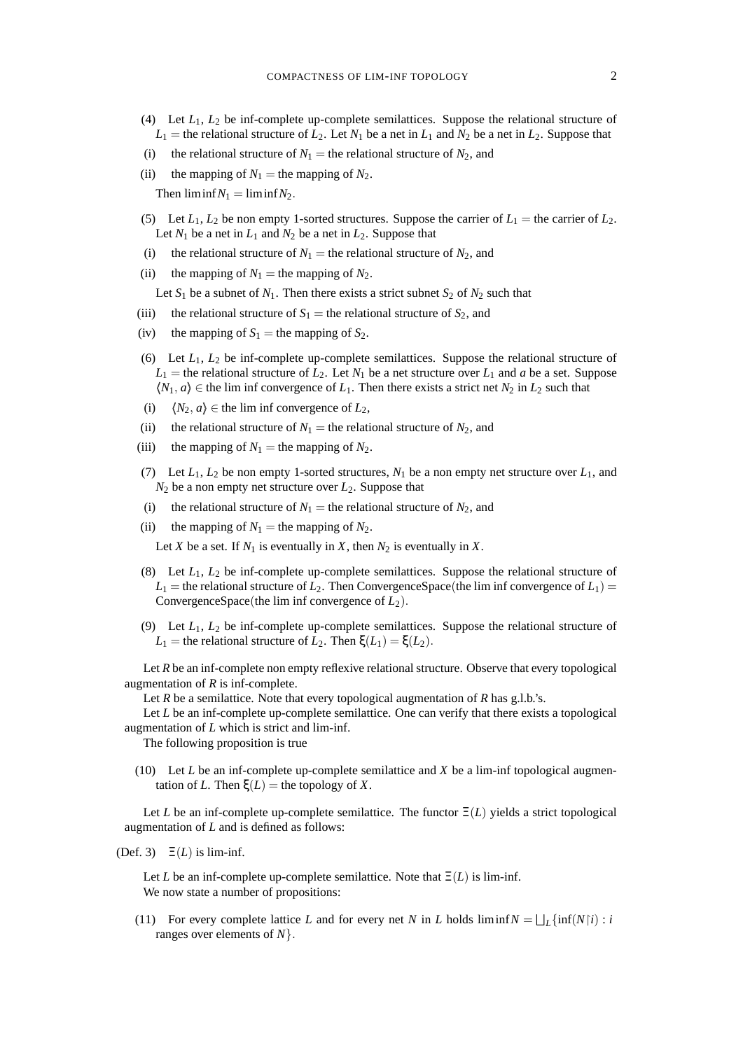(4) Let $L_1$, $L_2$ be inf-complete up-complete semilattices. Suppose the relational structure of $L_1 =$ the relational structure of $L_2$. Let $N_1$ be a net in $L_1$ and $N_2$ be a net in $L_2$. Suppose that

(i) the relational structure of $N_1 =$ the relational structure of $N_2$, and

(ii) the mapping of $N_1 =$ the mapping of $N_2$.

Then $\liminf N_1 = \liminf N_2$.

(5) Let $L_1$, $L_2$ be non empty 1-sorted structures. Suppose the carrier of $L_1 =$ the carrier of $L_2$. Let $N_1$ be a net in $L_1$ and $N_2$ be a net in $L_2$. Suppose that

(i) the relational structure of $N_1 =$ the relational structure of $N_2$, and

(ii) the mapping of $N_1 =$ the mapping of $N_2$.

Let $S_1$ be a subnet of $N_1$. Then there exists a strict subnet $S_2$ of $N_2$ such that

(iii) the relational structure of $S_1 =$ the relational structure of $S_2$, and

(iv) the mapping of $S_1 =$ the mapping of $S_2$.

(6) Let $L_1$, $L_2$ be inf-complete up-complete semilattices. Suppose the relational structure of $L_1 =$ the relational structure of $L_2$. Let $N_1$ be a net structure over $L_1$ and $a$ be a set. Suppose $\langle N_1, a\rangle \in$ the lim inf convergence of $L_1$. Then there exists a strict net $N_2$ in $L_2$ such that

(i) $\langle N_2, a\rangle \in$ the lim inf convergence of $L_2$,

(ii) the relational structure of $N_1 =$ the relational structure of $N_2$, and

(iii) the mapping of $N_1 =$ the mapping of $N_2$.

(7) Let $L_1$, $L_2$ be non empty 1-sorted structures, $N_1$ be a non empty net structure over $L_1$, and $N_2$ be a non empty net structure over $L_2$. Suppose that

(i) the relational structure of $N_1 =$ the relational structure of $N_2$, and

(ii) the mapping of $N_1 =$ the mapping of $N_2$.

Let $X$ be a set. If $N_1$ is eventually in $X$, then $N_2$ is eventually in $X$.

(8) Let $L_1$, $L_2$ be inf-complete up-complete semilattices. Suppose the relational structure of $L_1 =$ the relational structure of $L_2$. Then ConvergenceSpace(the lim inf convergence of $L_1$) $=$ ConvergenceSpace(the lim inf convergence of $L_2$).

(9) Let $L_1$, $L_2$ be inf-complete up-complete semilattices. Suppose the relational structure of $L_1 =$ the relational structure of $L_2$. Then $\xi(L_1) = \xi(L_2)$.

Let $R$ be an inf-complete non empty reflexive relational structure. Observe that every topological augmentation of $R$ is inf-complete.

Let $R$ be a semilattice. Note that every topological augmentation of $R$ has g.l.b.'s.

Let $L$ be an inf-complete up-complete semilattice. One can verify that there exists a topological augmentation of $L$ which is strict and lim-inf.

The following proposition is true

(10) Let $L$ be an inf-complete up-complete semilattice and $X$ be a lim-inf topological augmentation of $L$. Then $\xi(L) =$ the topology of $X$.

Let $L$ be an inf-complete up-complete semilattice. The functor $\Xi(L)$ yields a strict topological augmentation of $L$ and is defined as follows:

(Def. 3) $\Xi(L)$ is lim-inf.

Let $L$ be an inf-complete up-complete semilattice. Note that $\Xi(L)$ is lim-inf.

We now state a number of propositions:

(11) For every complete lattice $L$ and for every net $N$ in $L$ holds $\liminf N = \bigsqcup_L \{\inf(N{\restriction}i) : i$ ranges over elements of $N\}$.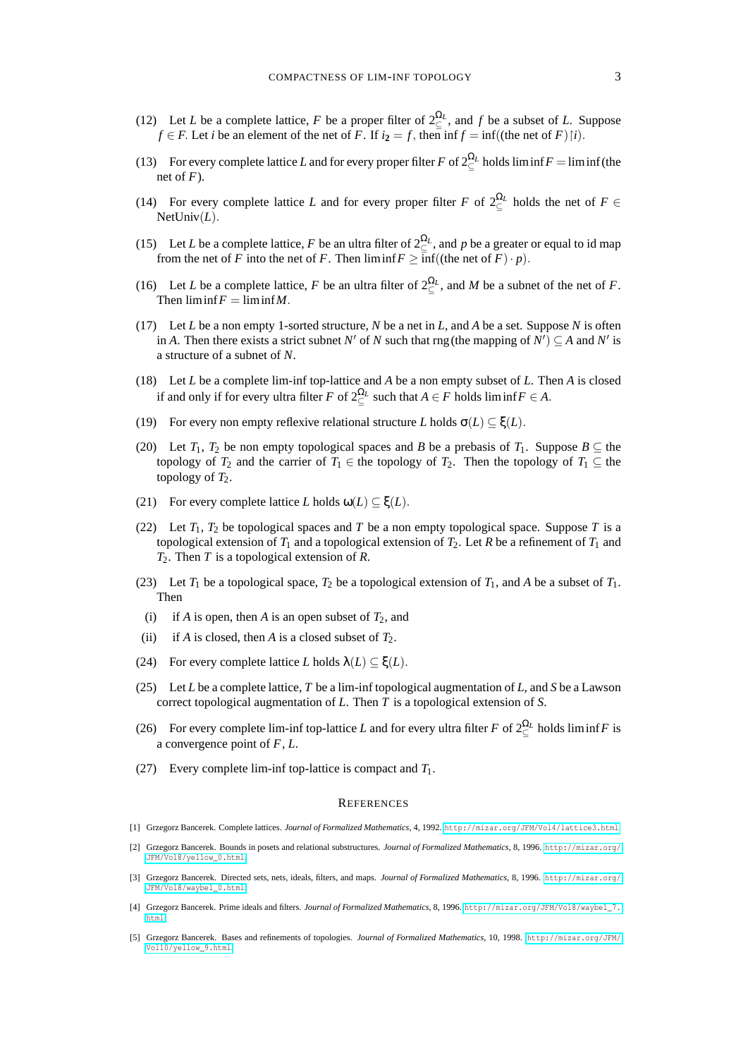(12) Let $L$ be a complete lattice, $F$ be a proper filter of $2^{\Omega_L}_{\subseteq}$, and $f$ be a subset of $L$. Suppose $f \in F$. Let $i$ be an element of the net of $F$. If $i_2 = f$, then $\inf f = \inf((\text{the net of } F){\restriction}i)$.

(13) For every complete lattice $L$ and for every proper filter $F$ of $2^{\Omega_L}_{\subseteq}$ holds $\liminf F = \liminf(\text{the net of } F)$.

(14) For every complete lattice $L$ and for every proper filter $F$ of $2^{\Omega_L}_{\subseteq}$ holds the net of $F \in \text{NetUniv}(L)$.

(15) Let $L$ be a complete lattice, $F$ be an ultra filter of $2^{\Omega_L}_{\subseteq}$, and $p$ be a greater or equal to id map from the net of $F$ into the net of $F$. Then $\liminf F \geq \inf((\text{the net of } F) \cdot p)$.

(16) Let $L$ be a complete lattice, $F$ be an ultra filter of $2^{\Omega_L}_{\subseteq}$, and $M$ be a subnet of the net of $F$. Then $\liminf F = \liminf M$.

(17) Let $L$ be a non empty 1-sorted structure, $N$ be a net in $L$, and $A$ be a set. Suppose $N$ is often in $A$. Then there exists a strict subnet $N'$ of $N$ such that $\text{rng}(\text{the mapping of } N') \subseteq A$ and $N'$ is a structure of a subnet of $N$.

(18) Let $L$ be a complete lim-inf top-lattice and $A$ be a non empty subset of $L$. Then $A$ is closed if and only if for every ultra filter $F$ of $2^{\Omega_L}_{\subseteq}$ such that $A \in F$ holds $\liminf F \in A$.

(19) For every non empty reflexive relational structure $L$ holds $\sigma(L) \subseteq \xi(L)$.

(20) Let $T_1$, $T_2$ be non empty topological spaces and $B$ be a prebasis of $T_1$. Suppose $B \subseteq$ the topology of $T_2$ and the carrier of $T_1 \in$ the topology of $T_2$. Then the topology of $T_1 \subseteq$ the topology of $T_2$.

(21) For every complete lattice $L$ holds $\omega(L) \subseteq \xi(L)$.

(22) Let $T_1$, $T_2$ be topological spaces and $T$ be a non empty topological space. Suppose $T$ is a topological extension of $T_1$ and a topological extension of $T_2$. Let $R$ be a refinement of $T_1$ and $T_2$. Then $T$ is a topological extension of $R$.

(23) Let $T_1$ be a topological space, $T_2$ be a topological extension of $T_1$, and $A$ be a subset of $T_1$. Then

 (i) if $A$ is open, then $A$ is an open subset of $T_2$, and

 (ii) if $A$ is closed, then $A$ is a closed subset of $T_2$.

(24) For every complete lattice $L$ holds $\lambda(L) \subseteq \xi(L)$.

(25) Let $L$ be a complete lattice, $T$ be a lim-inf topological augmentation of $L$, and $S$ be a Lawson correct topological augmentation of $L$. Then $T$ is a topological extension of $S$.

(26) For every complete lim-inf top-lattice $L$ and for every ultra filter $F$ of $2^{\Omega_L}_{\subseteq}$ holds $\liminf F$ is a convergence point of $F$, $L$.

(27) Every complete lim-inf top-lattice is compact and $T_1$.

## References

[1] Grzegorz Bancerek. Complete lattices. *Journal of Formalized Mathematics*, 4, 1992. http://mizar.org/JFM/Vol4/lattice3.html.

[2] Grzegorz Bancerek. Bounds in posets and relational substructures. *Journal of Formalized Mathematics*, 8, 1996. http://mizar.org/JFM/Vol8/yellow_0.html.

[3] Grzegorz Bancerek. Directed sets, nets, ideals, filters, and maps. *Journal of Formalized Mathematics*, 8, 1996. http://mizar.org/JFM/Vol8/waybel_0.html.

[4] Grzegorz Bancerek. Prime ideals and filters. *Journal of Formalized Mathematics*, 8, 1996. http://mizar.org/JFM/Vol8/waybel_7.html.

[5] Grzegorz Bancerek. Bases and refinements of topologies. *Journal of Formalized Mathematics*, 10, 1998. http://mizar.org/JFM/Vol10/yellow_9.html.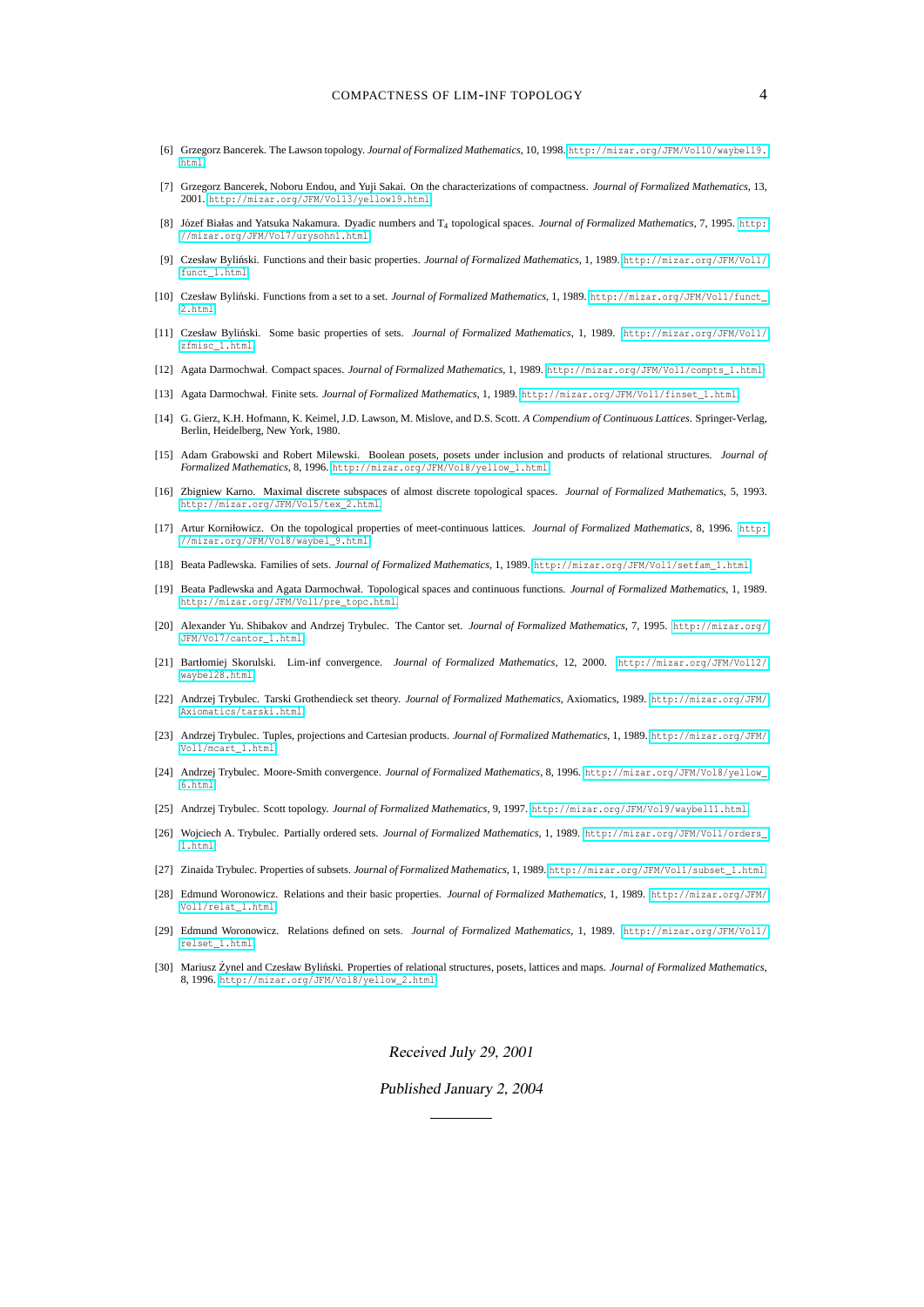[6] Grzegorz Bancerek. The Lawson topology. *Journal of Formalized Mathematics*, 10, 1998. http://mizar.org/JFM/Vol10/waybel19.html.

[7] Grzegorz Bancerek, Noboru Endou, and Yuji Sakai. On the characterizations of compactness. *Journal of Formalized Mathematics*, 13, 2001. http://mizar.org/JFM/Vol13/yellow19.html.

[8] Józef Białas and Yatsuka Nakamura. Dyadic numbers and $T_4$ topological spaces. *Journal of Formalized Mathematics*, 7, 1995. http://mizar.org/JFM/Vol7/urysohn1.html.

[9] Czesław Byliński. Functions and their basic properties. *Journal of Formalized Mathematics*, 1, 1989. http://mizar.org/JFM/Vol1/funct_1.html.

[10] Czesław Byliński. Functions from a set to a set. *Journal of Formalized Mathematics*, 1, 1989. http://mizar.org/JFM/Vol1/funct_2.html.

[11] Czesław Byliński. Some basic properties of sets. *Journal of Formalized Mathematics*, 1, 1989. http://mizar.org/JFM/Vol1/zfmisc_1.html.

[12] Agata Darmochwał. Compact spaces. *Journal of Formalized Mathematics*, 1, 1989. http://mizar.org/JFM/Vol1/compts_1.html.

[13] Agata Darmochwał. Finite sets. *Journal of Formalized Mathematics*, 1, 1989. http://mizar.org/JFM/Vol1/finset_1.html.

[14] G. Gierz, K.H. Hofmann, K. Keimel, J.D. Lawson, M. Mislove, and D.S. Scott. *A Compendium of Continuous Lattices*. Springer-Verlag, Berlin, Heidelberg, New York, 1980.

[15] Adam Grabowski and Robert Milewski. Boolean posets, posets under inclusion and products of relational structures. *Journal of Formalized Mathematics*, 8, 1996. http://mizar.org/JFM/Vol8/yellow_1.html.

[16] Zbigniew Karno. Maximal discrete subspaces of almost discrete topological spaces. *Journal of Formalized Mathematics*, 5, 1993. http://mizar.org/JFM/Vol5/tex_2.html.

[17] Artur Korniłowicz. On the topological properties of meet-continuous lattices. *Journal of Formalized Mathematics*, 8, 1996. http://mizar.org/JFM/Vol8/waybel_9.html.

[18] Beata Padlewska. Families of sets. *Journal of Formalized Mathematics*, 1, 1989. http://mizar.org/JFM/Vol1/setfam_1.html.

[19] Beata Padlewska and Agata Darmochwał. Topological spaces and continuous functions. *Journal of Formalized Mathematics*, 1, 1989. http://mizar.org/JFM/Vol1/pre_topc.html.

[20] Alexander Yu. Shibakov and Andrzej Trybulec. The Cantor set. *Journal of Formalized Mathematics*, 7, 1995. http://mizar.org/JFM/Vol7/cantor_1.html.

[21] Bartłomiej Skorulski. Lim-inf convergence. *Journal of Formalized Mathematics*, 12, 2000. http://mizar.org/JFM/Vol12/waybel28.html.

[22] Andrzej Trybulec. Tarski Grothendieck set theory. *Journal of Formalized Mathematics*, Axiomatics, 1989. http://mizar.org/JFM/Axiomatics/tarski.html.

[23] Andrzej Trybulec. Tuples, projections and Cartesian products. *Journal of Formalized Mathematics*, 1, 1989. http://mizar.org/JFM/Vol1/mcart_1.html.

[24] Andrzej Trybulec. Moore-Smith convergence. *Journal of Formalized Mathematics*, 8, 1996. http://mizar.org/JFM/Vol8/yellow_6.html.

[25] Andrzej Trybulec. Scott topology. *Journal of Formalized Mathematics*, 9, 1997. http://mizar.org/JFM/Vol9/waybel11.html.

[26] Wojciech A. Trybulec. Partially ordered sets. *Journal of Formalized Mathematics*, 1, 1989. http://mizar.org/JFM/Vol1/orders_1.html.

[27] Zinaida Trybulec. Properties of subsets. *Journal of Formalized Mathematics*, 1, 1989. http://mizar.org/JFM/Vol1/subset_1.html.

[28] Edmund Woronowicz. Relations and their basic properties. *Journal of Formalized Mathematics*, 1, 1989. http://mizar.org/JFM/Vol1/relat_1.html.

[29] Edmund Woronowicz. Relations defined on sets. *Journal of Formalized Mathematics*, 1, 1989. http://mizar.org/JFM/Vol1/relset_1.html.

[30] Mariusz Żynel and Czesław Byliński. Properties of relational structures, posets, lattices and maps. *Journal of Formalized Mathematics*, 8, 1996. http://mizar.org/JFM/Vol8/yellow_2.html.

*Received July 29, 2001*

*Published January 2, 2004*